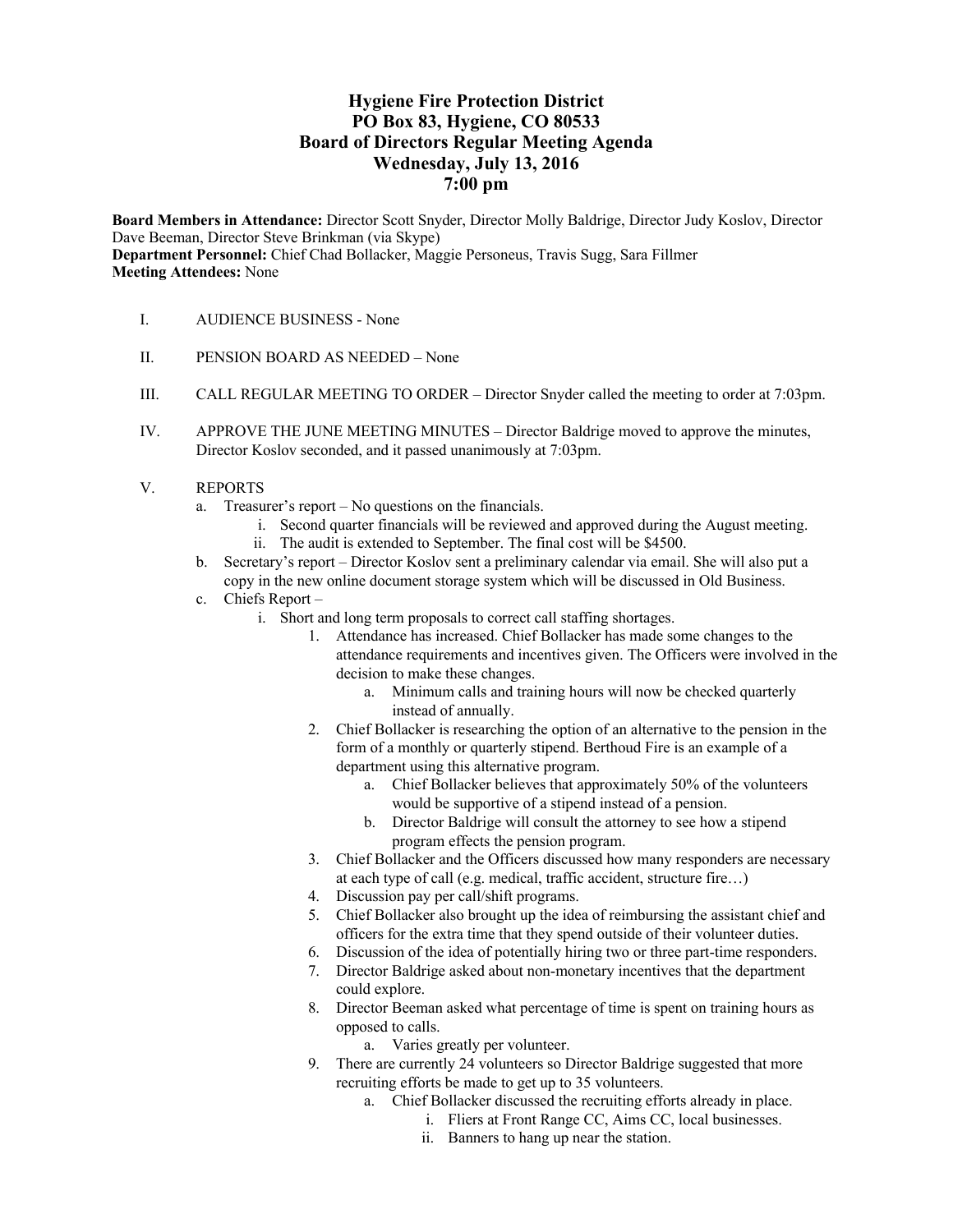# Hygiene Fire Protection District
## PO Box 83, Hygiene, CO 80533
## Board of Directors Regular Meeting Agenda
## Wednesday, July 13, 2016
## 7:00 pm

**Board Members in Attendance:** Director Scott Snyder, Director Molly Baldrige, Director Judy Koslov, Director Dave Beeman, Director Steve Brinkman (via Skype)
**Department Personnel:** Chief Chad Bollacker, Maggie Personeus, Travis Sugg, Sara Fillmer
**Meeting Attendees:** None

I. AUDIENCE BUSINESS - None

II. PENSION BOARD AS NEEDED – None

III. CALL REGULAR MEETING TO ORDER – Director Snyder called the meeting to order at 7:03pm.

IV. APPROVE THE JUNE MEETING MINUTES – Director Baldrige moved to approve the minutes, Director Koslov seconded, and it passed unanimously at 7:03pm.

V. REPORTS
   a. Treasurer's report – No questions on the financials.
      i. Second quarter financials will be reviewed and approved during the August meeting.
      ii. The audit is extended to September. The final cost will be $4500.
   b. Secretary's report – Director Koslov sent a preliminary calendar via email. She will also put a copy in the new online document storage system which will be discussed in Old Business.
   c. Chiefs Report –
      i. Short and long term proposals to correct call staffing shortages.
         1. Attendance has increased. Chief Bollacker has made some changes to the attendance requirements and incentives given. The Officers were involved in the decision to make these changes.
            a. Minimum calls and training hours will now be checked quarterly instead of annually.
         2. Chief Bollacker is researching the option of an alternative to the pension in the form of a monthly or quarterly stipend. Berthoud Fire is an example of a department using this alternative program.
            a. Chief Bollacker believes that approximately 50% of the volunteers would be supportive of a stipend instead of a pension.
            b. Director Baldrige will consult the attorney to see how a stipend program effects the pension program.
         3. Chief Bollacker and the Officers discussed how many responders are necessary at each type of call (e.g. medical, traffic accident, structure fire…)
         4. Discussion pay per call/shift programs.
         5. Chief Bollacker also brought up the idea of reimbursing the assistant chief and officers for the extra time that they spend outside of their volunteer duties.
         6. Discussion of the idea of potentially hiring two or three part-time responders.
         7. Director Baldrige asked about non-monetary incentives that the department could explore.
         8. Director Beeman asked what percentage of time is spent on training hours as opposed to calls.
            a. Varies greatly per volunteer.
         9. There are currently 24 volunteers so Director Baldrige suggested that more recruiting efforts be made to get up to 35 volunteers.
            a. Chief Bollacker discussed the recruiting efforts already in place.
               i. Fliers at Front Range CC, Aims CC, local businesses.
               ii. Banners to hang up near the station.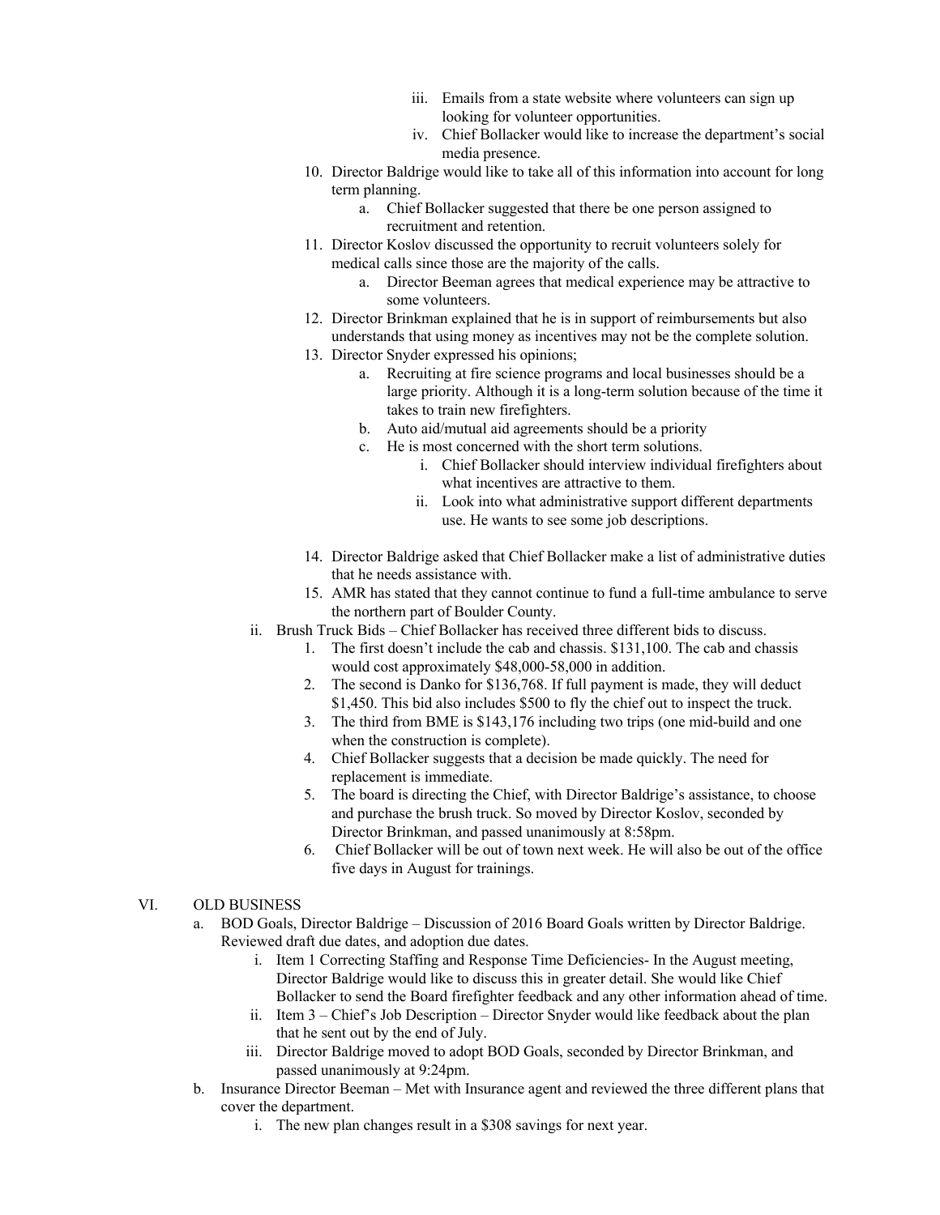iii. Emails from a state website where volunteers can sign up looking for volunteer opportunities.

iv. Chief Bollacker would like to increase the department's social media presence.

10. Director Baldrige would like to take all of this information into account for long term planning.
    a. Chief Bollacker suggested that there be one person assigned to recruitment and retention.
11. Director Koslov discussed the opportunity to recruit volunteers solely for medical calls since those are the majority of the calls.
    a. Director Beeman agrees that medical experience may be attractive to some volunteers.
12. Director Brinkman explained that he is in support of reimbursements but also understands that using money as incentives may not be the complete solution.
13. Director Snyder expressed his opinions;
    a. Recruiting at fire science programs and local businesses should be a large priority. Although it is a long-term solution because of the time it takes to train new firefighters.
    b. Auto aid/mutual aid agreements should be a priority
    c. He is most concerned with the short term solutions.
       i. Chief Bollacker should interview individual firefighters about what incentives are attractive to them.
       ii. Look into what administrative support different departments use. He wants to see some job descriptions.
14. Director Baldrige asked that Chief Bollacker make a list of administrative duties that he needs assistance with.
15. AMR has stated that they cannot continue to fund a full-time ambulance to serve the northern part of Boulder County.

ii. Brush Truck Bids – Chief Bollacker has received three different bids to discuss.

1. The first doesn't include the cab and chassis. $131,100. The cab and chassis would cost approximately $48,000-58,000 in addition.
2. The second is Danko for $136,768. If full payment is made, they will deduct $1,450. This bid also includes $500 to fly the chief out to inspect the truck.
3. The third from BME is $143,176 including two trips (one mid-build and one when the construction is complete).
4. Chief Bollacker suggests that a decision be made quickly. The need for replacement is immediate.
5. The board is directing the Chief, with Director Baldrige's assistance, to choose and purchase the brush truck. So moved by Director Koslov, seconded by Director Brinkman, and passed unanimously at 8:58pm.
6. Chief Bollacker will be out of town next week. He will also be out of the office five days in August for trainings.

## VI. OLD BUSINESS

a. BOD Goals, Director Baldrige – Discussion of 2016 Board Goals written by Director Baldrige. Reviewed draft due dates, and adoption due dates.
   i. Item 1 Correcting Staffing and Response Time Deficiencies- In the August meeting, Director Baldrige would like to discuss this in greater detail. She would like Chief Bollacker to send the Board firefighter feedback and any other information ahead of time.
   ii. Item 3 – Chief's Job Description – Director Snyder would like feedback about the plan that he sent out by the end of July.
   iii. Director Baldrige moved to adopt BOD Goals, seconded by Director Brinkman, and passed unanimously at 9:24pm.

b. Insurance Director Beeman – Met with Insurance agent and reviewed the three different plans that cover the department.
   i. The new plan changes result in a $308 savings for next year.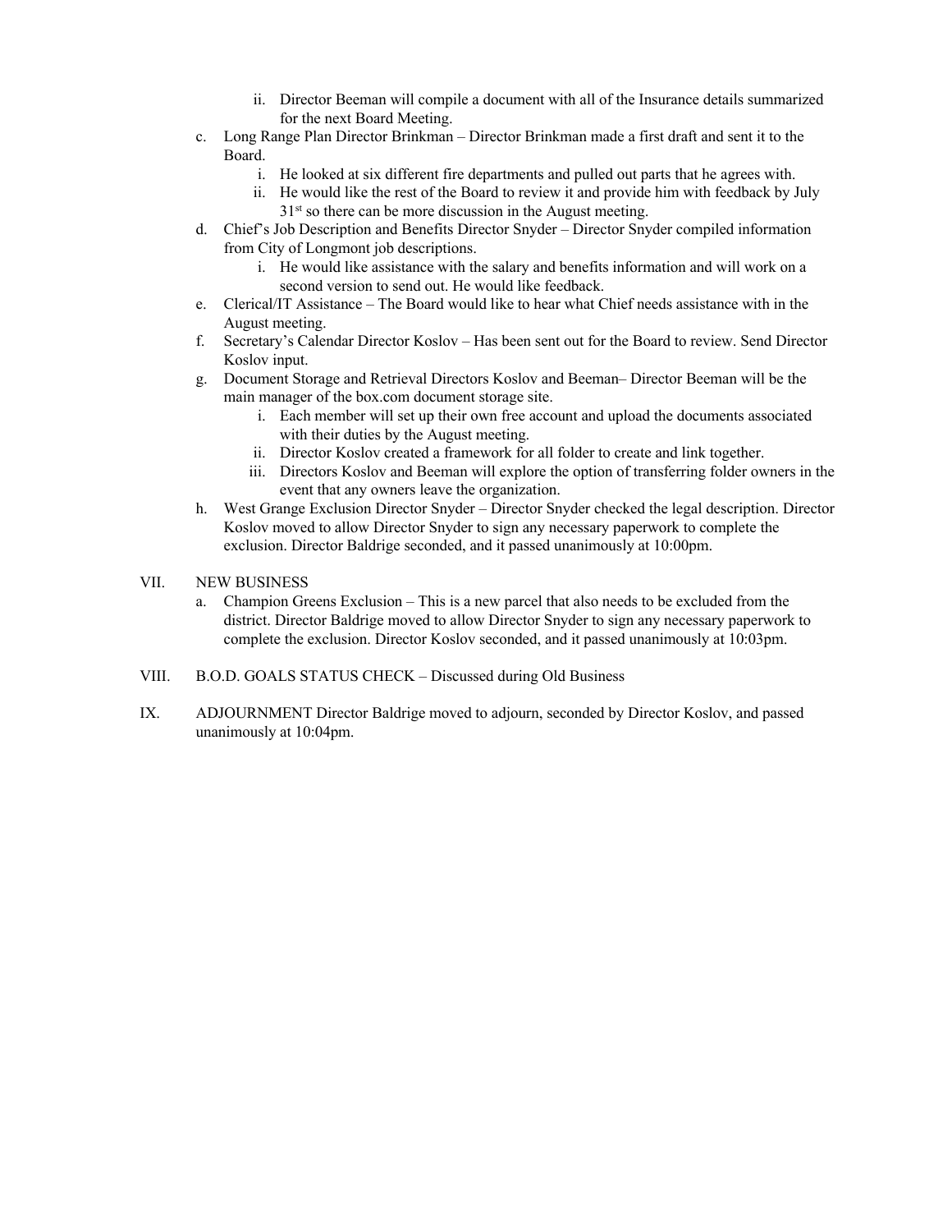- ii. Director Beeman will compile a document with all of the Insurance details summarized for the next Board Meeting.

- c. Long Range Plan Director Brinkman – Director Brinkman made a first draft and sent it to the Board.
  - i. He looked at six different fire departments and pulled out parts that he agrees with.
  - ii. He would like the rest of the Board to review it and provide him with feedback by July 31st so there can be more discussion in the August meeting.
- d. Chief's Job Description and Benefits Director Snyder – Director Snyder compiled information from City of Longmont job descriptions.
  - i. He would like assistance with the salary and benefits information and will work on a second version to send out. He would like feedback.
- e. Clerical/IT Assistance – The Board would like to hear what Chief needs assistance with in the August meeting.
- f. Secretary's Calendar Director Koslov – Has been sent out for the Board to review. Send Director Koslov input.
- g. Document Storage and Retrieval Directors Koslov and Beeman– Director Beeman will be the main manager of the box.com document storage site.
  - i. Each member will set up their own free account and upload the documents associated with their duties by the August meeting.
  - ii. Director Koslov created a framework for all folder to create and link together.
  - iii. Directors Koslov and Beeman will explore the option of transferring folder owners in the event that any owners leave the organization.
- h. West Grange Exclusion Director Snyder – Director Snyder checked the legal description. Director Koslov moved to allow Director Snyder to sign any necessary paperwork to complete the exclusion. Director Baldrige seconded, and it passed unanimously at 10:00pm.

VII. NEW BUSINESS

- a. Champion Greens Exclusion – This is a new parcel that also needs to be excluded from the district. Director Baldrige moved to allow Director Snyder to sign any necessary paperwork to complete the exclusion. Director Koslov seconded, and it passed unanimously at 10:03pm.

VIII. B.O.D. GOALS STATUS CHECK – Discussed during Old Business

IX. ADJOURNMENT Director Baldrige moved to adjourn, seconded by Director Koslov, and passed unanimously at 10:04pm.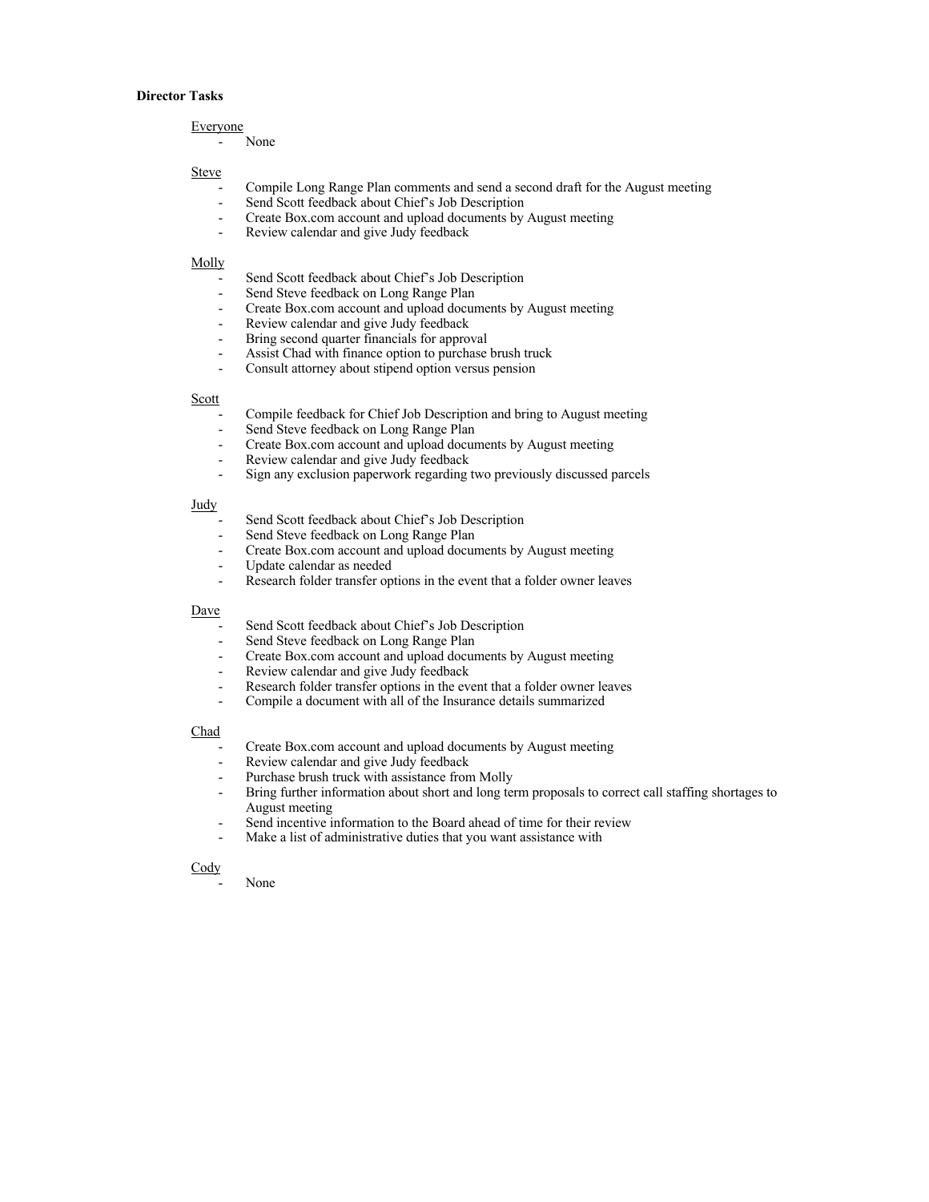**Director Tasks**

Everyone

- None

Steve

- Compile Long Range Plan comments and send a second draft for the August meeting
- Send Scott feedback about Chief's Job Description
- Create Box.com account and upload documents by August meeting
- Review calendar and give Judy feedback

Molly

- Send Scott feedback about Chief's Job Description
- Send Steve feedback on Long Range Plan
- Create Box.com account and upload documents by August meeting
- Review calendar and give Judy feedback
- Bring second quarter financials for approval
- Assist Chad with finance option to purchase brush truck
- Consult attorney about stipend option versus pension

Scott

- Compile feedback for Chief Job Description and bring to August meeting
- Send Steve feedback on Long Range Plan
- Create Box.com account and upload documents by August meeting
- Review calendar and give Judy feedback
- Sign any exclusion paperwork regarding two previously discussed parcels

Judy

- Send Scott feedback about Chief's Job Description
- Send Steve feedback on Long Range Plan
- Create Box.com account and upload documents by August meeting
- Update calendar as needed
- Research folder transfer options in the event that a folder owner leaves

Dave

- Send Scott feedback about Chief's Job Description
- Send Steve feedback on Long Range Plan
- Create Box.com account and upload documents by August meeting
- Review calendar and give Judy feedback
- Research folder transfer options in the event that a folder owner leaves
- Compile a document with all of the Insurance details summarized

Chad

- Create Box.com account and upload documents by August meeting
- Review calendar and give Judy feedback
- Purchase brush truck with assistance from Molly
- Bring further information about short and long term proposals to correct call staffing shortages to August meeting
- Send incentive information to the Board ahead of time for their review
- Make a list of administrative duties that you want assistance with

Cody

- None